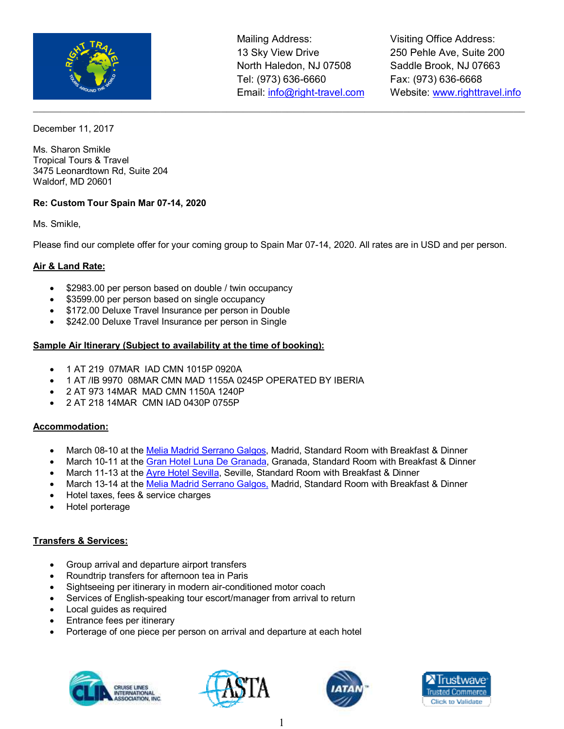Mailing Address:
13 Sky View Drive
North Haledon, NJ 07508
Tel: (973) 636-6660
Email: info@right-travel.com

Visiting Office Address:
250 Pehle Ave, Suite 200
Saddle Brook, NJ 07663
Fax: (973) 636-6668
Website: www.righttravel.info

---

December 11, 2017

Ms. Sharon Smikle
Tropical Tours & Travel
3475 Leonardtown Rd, Suite 204
Waldorf, MD 20601

**Re: Custom Tour Spain Mar 07-14, 2020**

Ms. Smikle,

Please find our complete offer for your coming group to Spain Mar 07-14, 2020. All rates are in USD and per person.

**Air & Land Rate:**

- $2983.00 per person based on double / twin occupancy
- $3599.00 per person based on single occupancy
- $172.00 Deluxe Travel Insurance per person in Double
- $242.00 Deluxe Travel Insurance per person in Single

**Sample Air Itinerary (Subject to availability at the time of booking):**

- 1 AT 219 07MAR IAD CMN 1015P 0920A
- 1 AT /IB 9970 08MAR CMN MAD 1155A 0245P OPERATED BY IBERIA
- 2 AT 973 14MAR MAD CMN 1150A 1240P
- 2 AT 218 14MAR CMN IAD 0430P 0755P

**Accommodation:**

- March 08-10 at the Melia Madrid Serrano Galgos, Madrid, Standard Room with Breakfast & Dinner
- March 10-11 at the Gran Hotel Luna De Granada, Granada, Standard Room with Breakfast & Dinner
- March 11-13 at the Ayre Hotel Sevilla, Seville, Standard Room with Breakfast & Dinner
- March 13-14 at the Melia Madrid Serrano Galgos, Madrid, Standard Room with Breakfast & Dinner
- Hotel taxes, fees & service charges
- Hotel porterage

**Transfers & Services:**

- Group arrival and departure airport transfers
- Roundtrip transfers for afternoon tea in Paris
- Sightseeing per itinerary in modern air-conditioned motor coach
- Services of English-speaking tour escort/manager from arrival to return
- Local guides as required
- Entrance fees per itinerary
- Porterage of one piece per person on arrival and departure at each hotel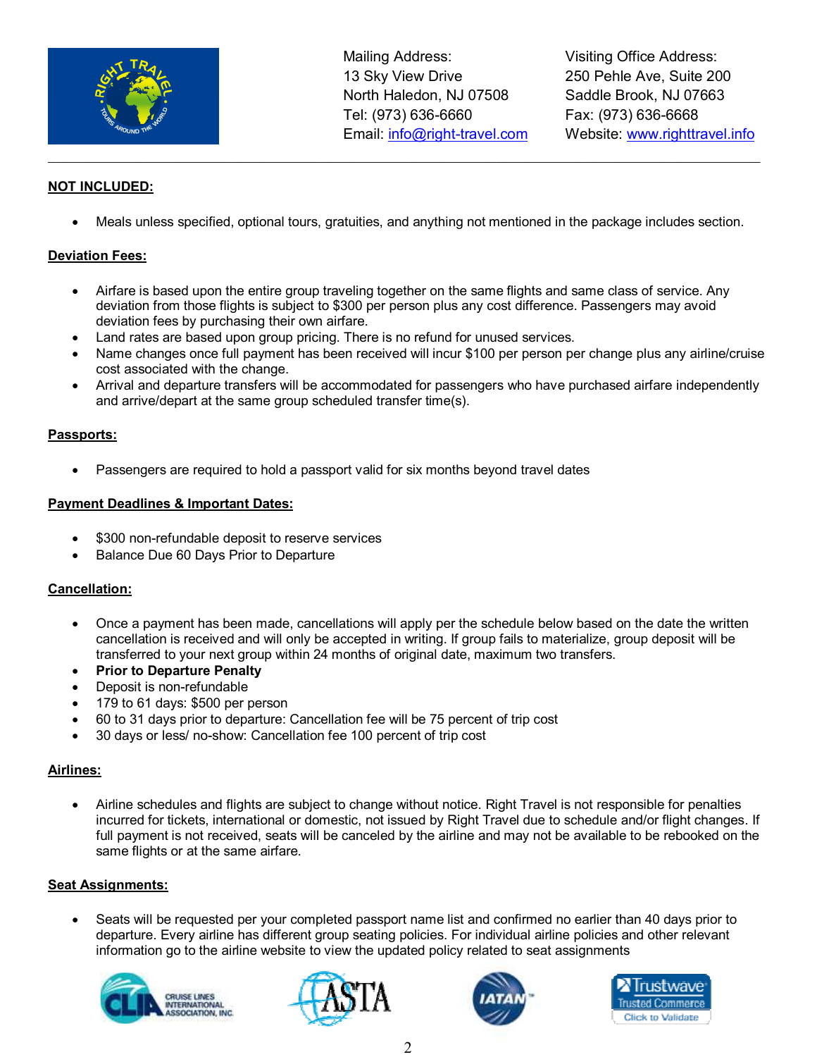Mailing Address:
13 Sky View Drive
North Haledon, NJ 07508
Tel: (973) 636-6660
Email: info@right-travel.com

Visiting Office Address:
250 Pehle Ave, Suite 200
Saddle Brook, NJ 07663
Fax: (973) 636-6668
Website: www.righttravel.info

## NOT INCLUDED:

- Meals unless specified, optional tours, gratuities, and anything not mentioned in the package includes section.

## Deviation Fees:

- Airfare is based upon the entire group traveling together on the same flights and same class of service. Any deviation from those flights is subject to $300 per person plus any cost difference. Passengers may avoid deviation fees by purchasing their own airfare.
- Land rates are based upon group pricing. There is no refund for unused services.
- Name changes once full payment has been received will incur $100 per person per change plus any airline/cruise cost associated with the change.
- Arrival and departure transfers will be accommodated for passengers who have purchased airfare independently and arrive/depart at the same group scheduled transfer time(s).

## Passports:

- Passengers are required to hold a passport valid for six months beyond travel dates

## Payment Deadlines & Important Dates:

- $300 non-refundable deposit to reserve services
- Balance Due 60 Days Prior to Departure

## Cancellation:

- Once a payment has been made, cancellations will apply per the schedule below based on the date the written cancellation is received and will only be accepted in writing. If group fails to materialize, group deposit will be transferred to your next group within 24 months of original date, maximum two transfers.
- **Prior to Departure Penalty**
- Deposit is non-refundable
- 179 to 61 days: $500 per person
- 60 to 31 days prior to departure: Cancellation fee will be 75 percent of trip cost
- 30 days or less/ no-show: Cancellation fee 100 percent of trip cost

## Airlines:

- Airline schedules and flights are subject to change without notice. Right Travel is not responsible for penalties incurred for tickets, international or domestic, not issued by Right Travel due to schedule and/or flight changes. If full payment is not received, seats will be canceled by the airline and may not be available to be rebooked on the same flights or at the same airfare.

## Seat Assignments:

- Seats will be requested per your completed passport name list and confirmed no earlier than 40 days prior to departure. Every airline has different group seating policies. For individual airline policies and other relevant information go to the airline website to view the updated policy related to seat assignments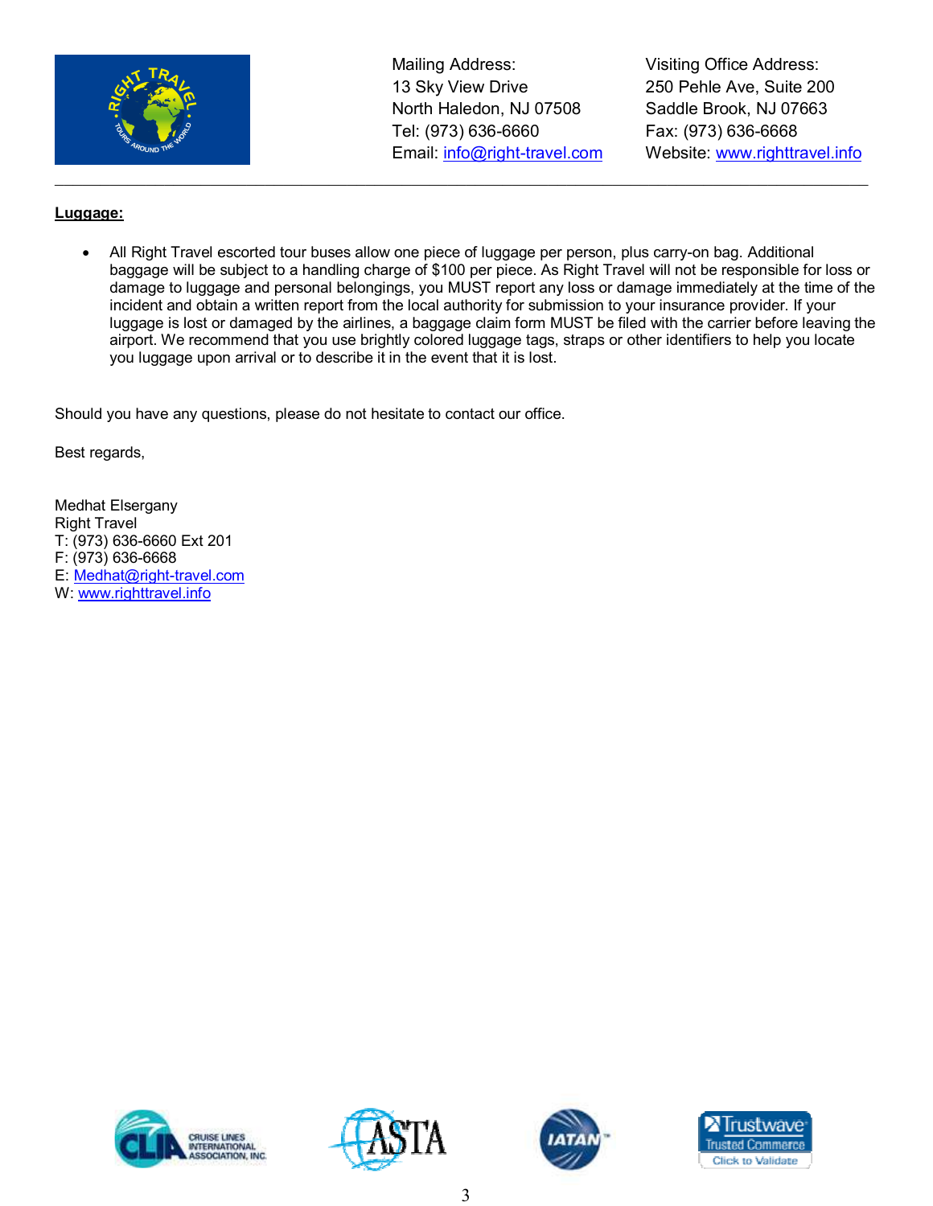Mailing Address:
13 Sky View Drive
North Haledon, NJ 07508
Tel: (973) 636-6660
Email: info@right-travel.com

Visiting Office Address:
250 Pehle Ave, Suite 200
Saddle Brook, NJ 07663
Fax: (973) 636-6668
Website: www.righttravel.info

---

**Luggage:**

- All Right Travel escorted tour buses allow one piece of luggage per person, plus carry-on bag. Additional baggage will be subject to a handling charge of $100 per piece. As Right Travel will not be responsible for loss or damage to luggage and personal belongings, you MUST report any loss or damage immediately at the time of the incident and obtain a written report from the local authority for submission to your insurance provider. If your luggage is lost or damaged by the airlines, a baggage claim form MUST be filed with the carrier before leaving the airport. We recommend that you use brightly colored luggage tags, straps or other identifiers to help you locate you luggage upon arrival or to describe it in the event that it is lost.

Should you have any questions, please do not hesitate to contact our office.

Best regards,

Medhat Elsergany
Right Travel
T: (973) 636-6660 Ext 201
F: (973) 636-6668
E: Medhat@right-travel.com
W: www.righttravel.info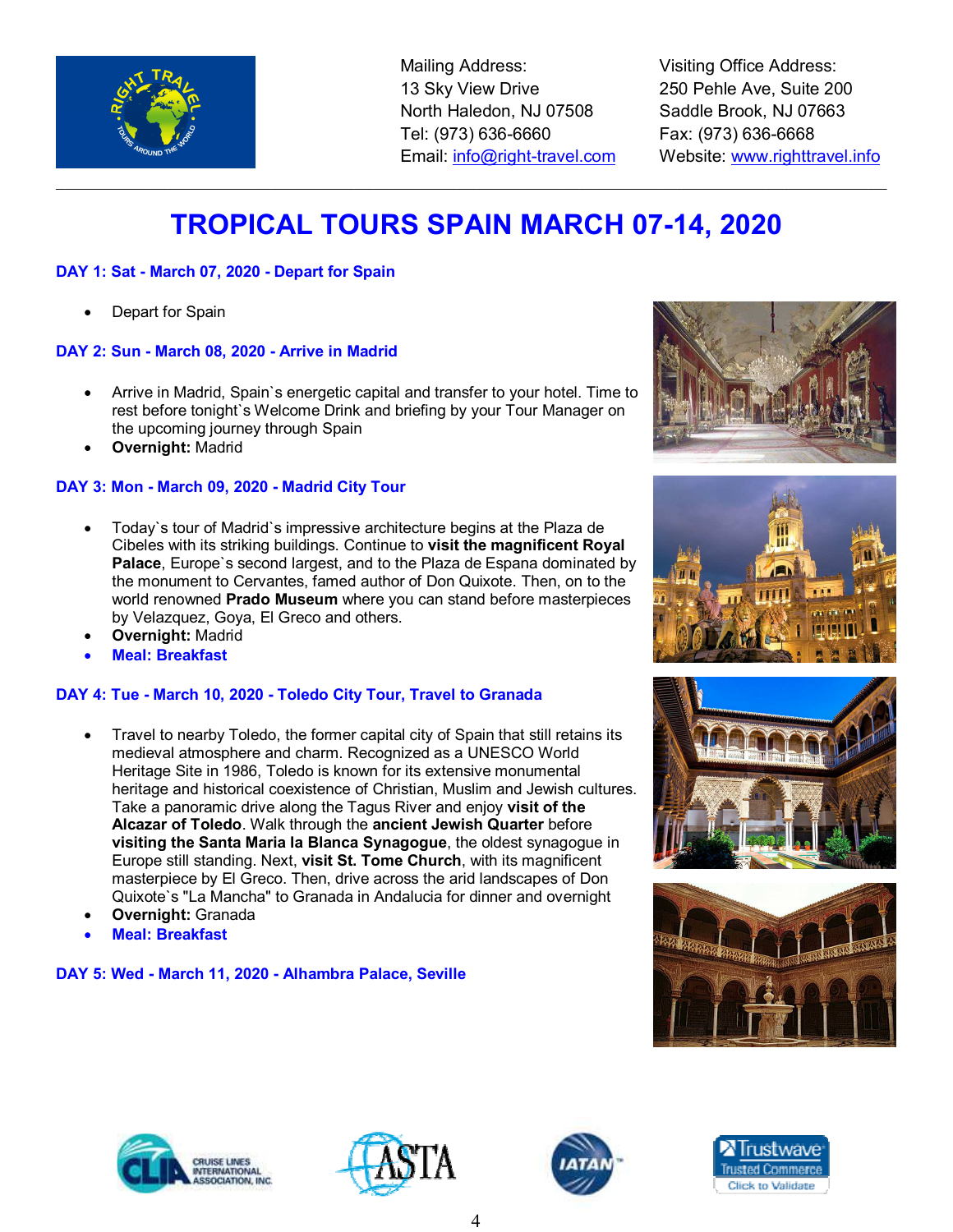Mailing Address:
13 Sky View Drive
North Haledon, NJ 07508
Tel: (973) 636-6660
Email: info@right-travel.com

Visiting Office Address:
250 Pehle Ave, Suite 200
Saddle Brook, NJ 07663
Fax: (973) 636-6668
Website: www.righttravel.info

---

# TROPICAL TOURS SPAIN MARCH 07-14, 2020

### DAY 1: Sat - March 07, 2020 - Depart for Spain

- Depart for Spain

### DAY 2: Sun - March 08, 2020 - Arrive in Madrid

- Arrive in Madrid, Spain`s energetic capital and transfer to your hotel. Time to rest before tonight`s Welcome Drink and briefing by your Tour Manager on the upcoming journey through Spain
- **Overnight:** Madrid

### DAY 3: Mon - March 09, 2020 - Madrid City Tour

- Today`s tour of Madrid`s impressive architecture begins at the Plaza de Cibeles with its striking buildings. Continue to **visit the magnificent Royal Palace**, Europe`s second largest, and to the Plaza de Espana dominated by the monument to Cervantes, famed author of Don Quixote. Then, on to the world renowned **Prado Museum** where you can stand before masterpieces by Velazquez, Goya, El Greco and others.
- **Overnight:** Madrid
- **Meal: Breakfast**

### DAY 4: Tue - March 10, 2020 - Toledo City Tour, Travel to Granada

- Travel to nearby Toledo, the former capital city of Spain that still retains its medieval atmosphere and charm. Recognized as a UNESCO World Heritage Site in 1986, Toledo is known for its extensive monumental heritage and historical coexistence of Christian, Muslim and Jewish cultures. Take a panoramic drive along the Tagus River and enjoy **visit of the Alcazar of Toledo**. Walk through the **ancient Jewish Quarter** before **visiting the Santa Maria la Blanca Synagogue**, the oldest synagogue in Europe still standing. Next, **visit St. Tome Church**, with its magnificent masterpiece by El Greco. Then, drive across the arid landscapes of Don Quixote`s "La Mancha" to Granada in Andalucia for dinner and overnight
- **Overnight:** Granada
- **Meal: Breakfast**

### DAY 5: Wed - March 11, 2020 - Alhambra Palace, Seville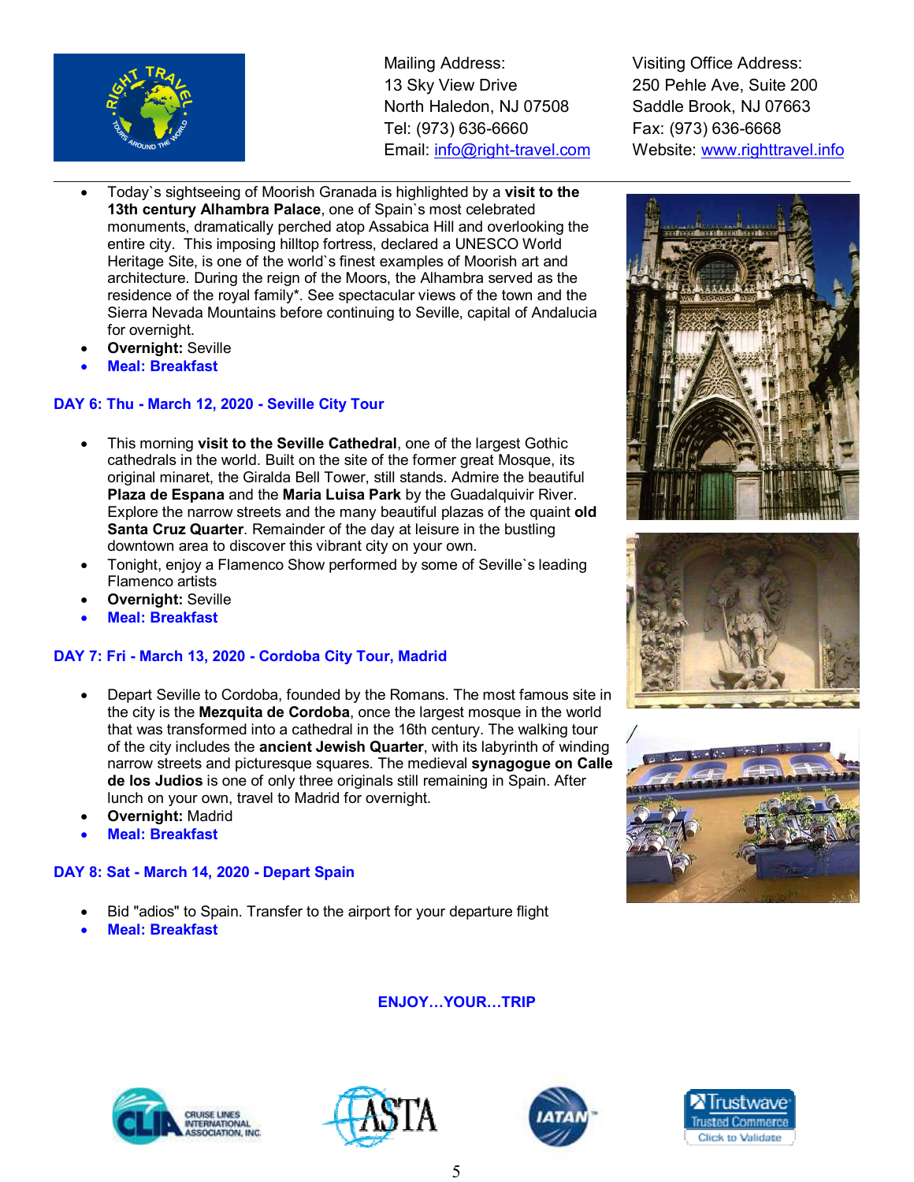Mailing Address:
13 Sky View Drive
North Haledon, NJ 07508
Tel: (973) 636-6660
Email: info@right-travel.com

Visiting Office Address:
250 Pehle Ave, Suite 200
Saddle Brook, NJ 07663
Fax: (973) 636-6668
Website: www.righttravel.info

- Today`s sightseeing of Moorish Granada is highlighted by a **visit to the 13th century Alhambra Palace**, one of Spain`s most celebrated monuments, dramatically perched atop Assabica Hill and overlooking the entire city. This imposing hilltop fortress, declared a UNESCO World Heritage Site, is one of the world`s finest examples of Moorish art and architecture. During the reign of the Moors, the Alhambra served as the residence of the royal family*. See spectacular views of the town and the Sierra Nevada Mountains before continuing to Seville, capital of Andalucia for overnight.
- **Overnight:** Seville
- **Meal: Breakfast**

### DAY 6: Thu - March 12, 2020 - Seville City Tour

- This morning **visit to the Seville Cathedral**, one of the largest Gothic cathedrals in the world. Built on the site of the former great Mosque, its original minaret, the Giralda Bell Tower, still stands. Admire the beautiful **Plaza de Espana** and the **Maria Luisa Park** by the Guadalquivir River. Explore the narrow streets and the many beautiful plazas of the quaint **old Santa Cruz Quarter**. Remainder of the day at leisure in the bustling downtown area to discover this vibrant city on your own.
- Tonight, enjoy a Flamenco Show performed by some of Seville`s leading Flamenco artists
- **Overnight:** Seville
- **Meal: Breakfast**

### DAY 7: Fri - March 13, 2020 - Cordoba City Tour, Madrid

- Depart Seville to Cordoba, founded by the Romans. The most famous site in the city is the **Mezquita de Cordoba**, once the largest mosque in the world that was transformed into a cathedral in the 16th century. The walking tour of the city includes the **ancient Jewish Quarter**, with its labyrinth of winding narrow streets and picturesque squares. The medieval **synagogue on Calle de los Judios** is one of only three originals still remaining in Spain. After lunch on your own, travel to Madrid for overnight.
- **Overnight:** Madrid
- **Meal: Breakfast**

### DAY 8: Sat - March 14, 2020 - Depart Spain

- Bid "adios" to Spain. Transfer to the airport for your departure flight
- **Meal: Breakfast**

**ENJOY…YOUR…TRIP**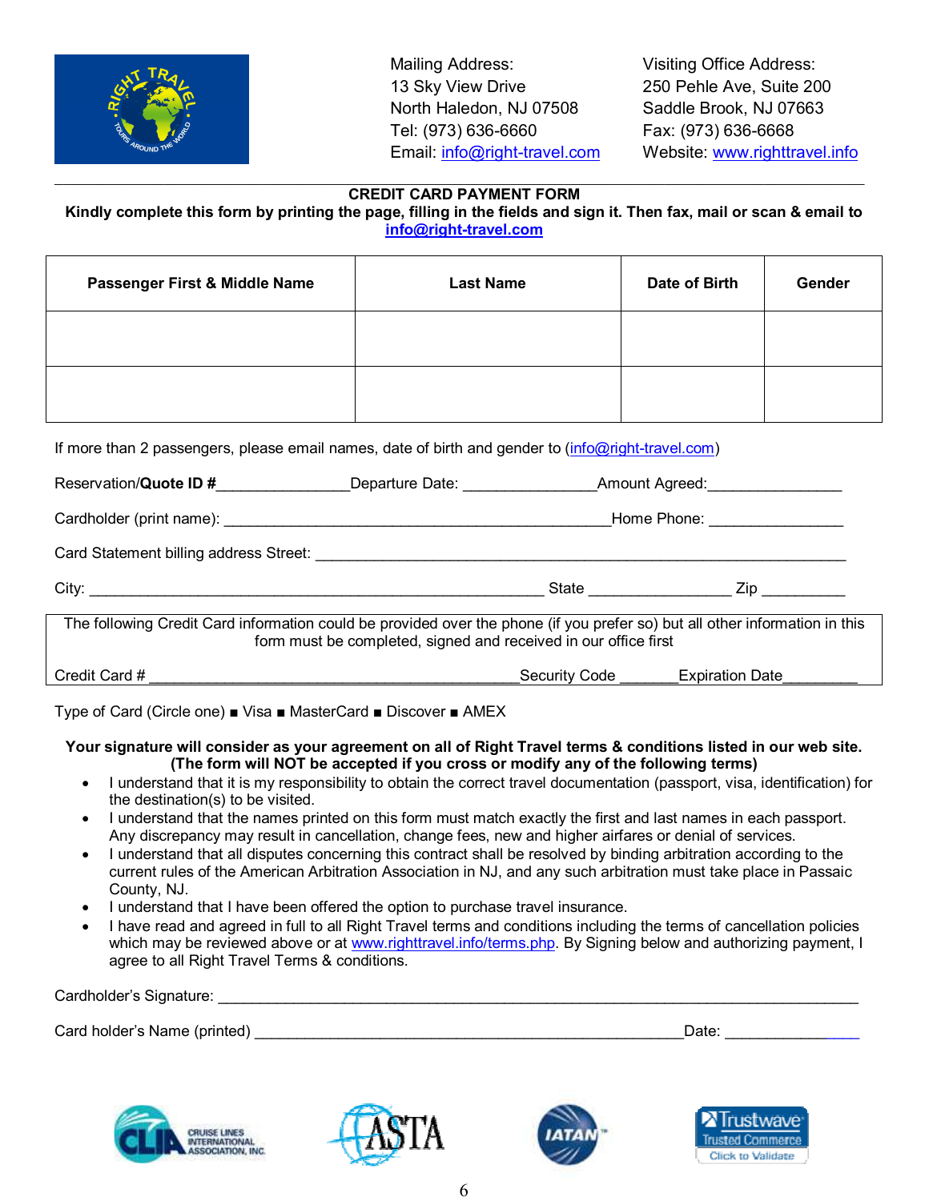Mailing Address:
13 Sky View Drive
North Haledon, NJ 07508
Tel: (973) 636-6660
Email: info@right-travel.com

Visiting Office Address:
250 Pehle Ave, Suite 200
Saddle Brook, NJ 07663
Fax: (973) 636-6668
Website: www.righttravel.info

**CREDIT CARD PAYMENT FORM**

**Kindly complete this form by printing the page, filling in the fields and sign it. Then fax, mail or scan & email to info@right-travel.com**

| Passenger First & Middle Name | Last Name | Date of Birth | Gender |
|---|---|---|---|
| | | | |
| | | | |

If more than 2 passengers, please email names, date of birth and gender to (info@right-travel.com)

Reservation/**Quote ID #**________________Departure Date: ________________Amount Agreed:________________

Cardholder (print name): ________________________________________________Home Phone: ________________

Card Statement billing address Street: ________________________________________________________________

City: ________________________________________________________ State ________________ Zip __________

The following Credit Card information could be provided over the phone (if you prefer so) but all other information in this form must be completed, signed and received in our office first

Credit Card # ______________________________________________Security Code _______Expiration Date_________

Type of Card (Circle one) ▪ Visa ▪ MasterCard ▪ Discover ▪ AMEX

**Your signature will consider as your agreement on all of Right Travel terms & conditions listed in our web site. (The form will NOT be accepted if you cross or modify any of the following terms)**

- I understand that it is my responsibility to obtain the correct travel documentation (passport, visa, identification) for the destination(s) to be visited.
- I understand that the names printed on this form must match exactly the first and last names in each passport. Any discrepancy may result in cancellation, change fees, new and higher airfares or denial of services.
- I understand that all disputes concerning this contract shall be resolved by binding arbitration according to the current rules of the American Arbitration Association in NJ, and any such arbitration must take place in Passaic County, NJ.
- I understand that I have been offered the option to purchase travel insurance.
- I have read and agreed in full to all Right Travel terms and conditions including the terms of cancellation policies which may be reviewed above or at www.righttravel.info/terms.php. By Signing below and authorizing payment, I agree to all Right Travel Terms & conditions.

Cardholder's Signature: ________________________________________________________________________________

Card holder's Name (printed) ____________________________________________________Date: ________________